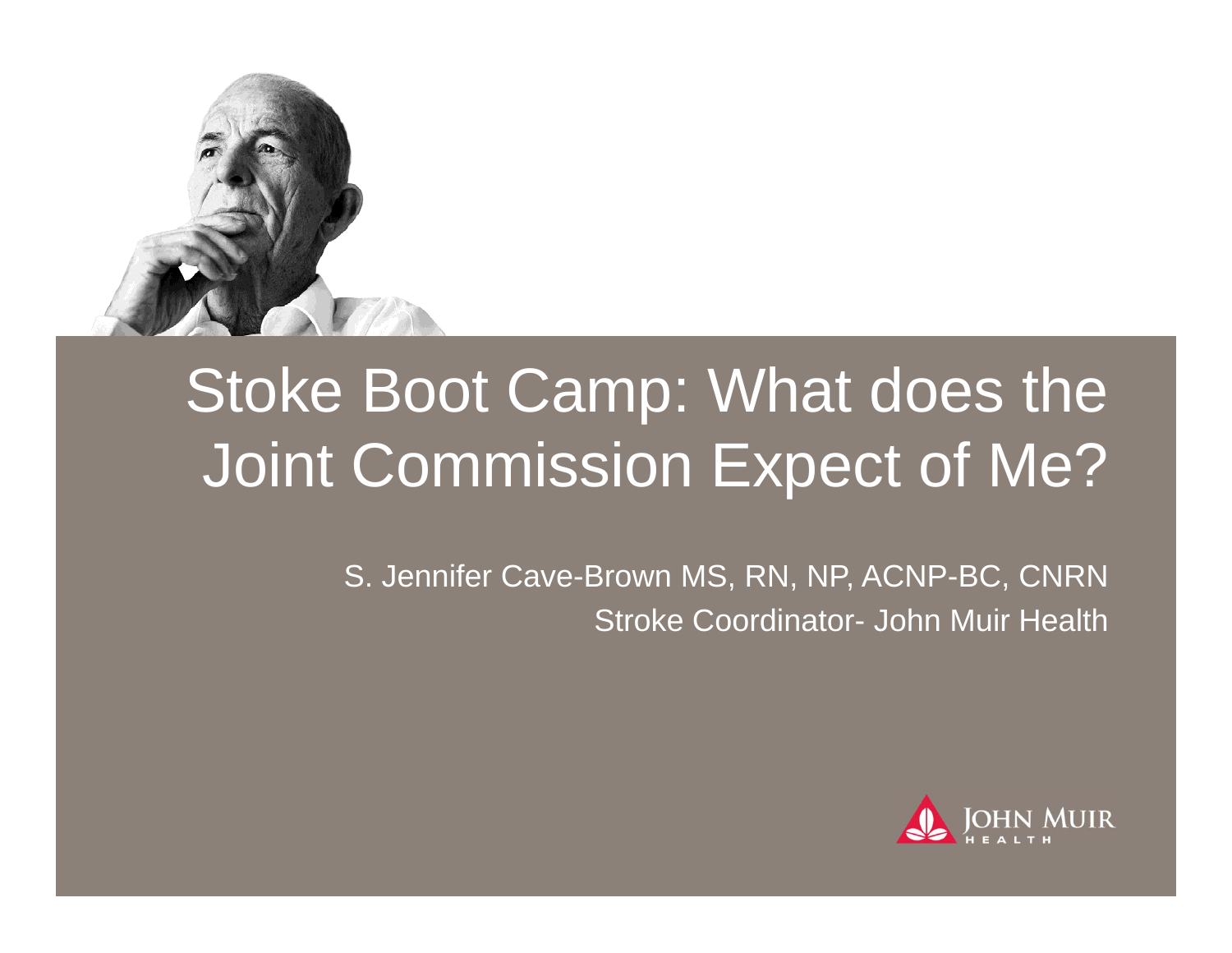# Stoke Boot Camp: What does the Joint Commission Expect of Me?

S. Jennifer Cave-Brown MS, RN, NP, ACNP-BC, CNRN

Stroke Coordinator- John Muir Health

JOHN MUIR HEALTH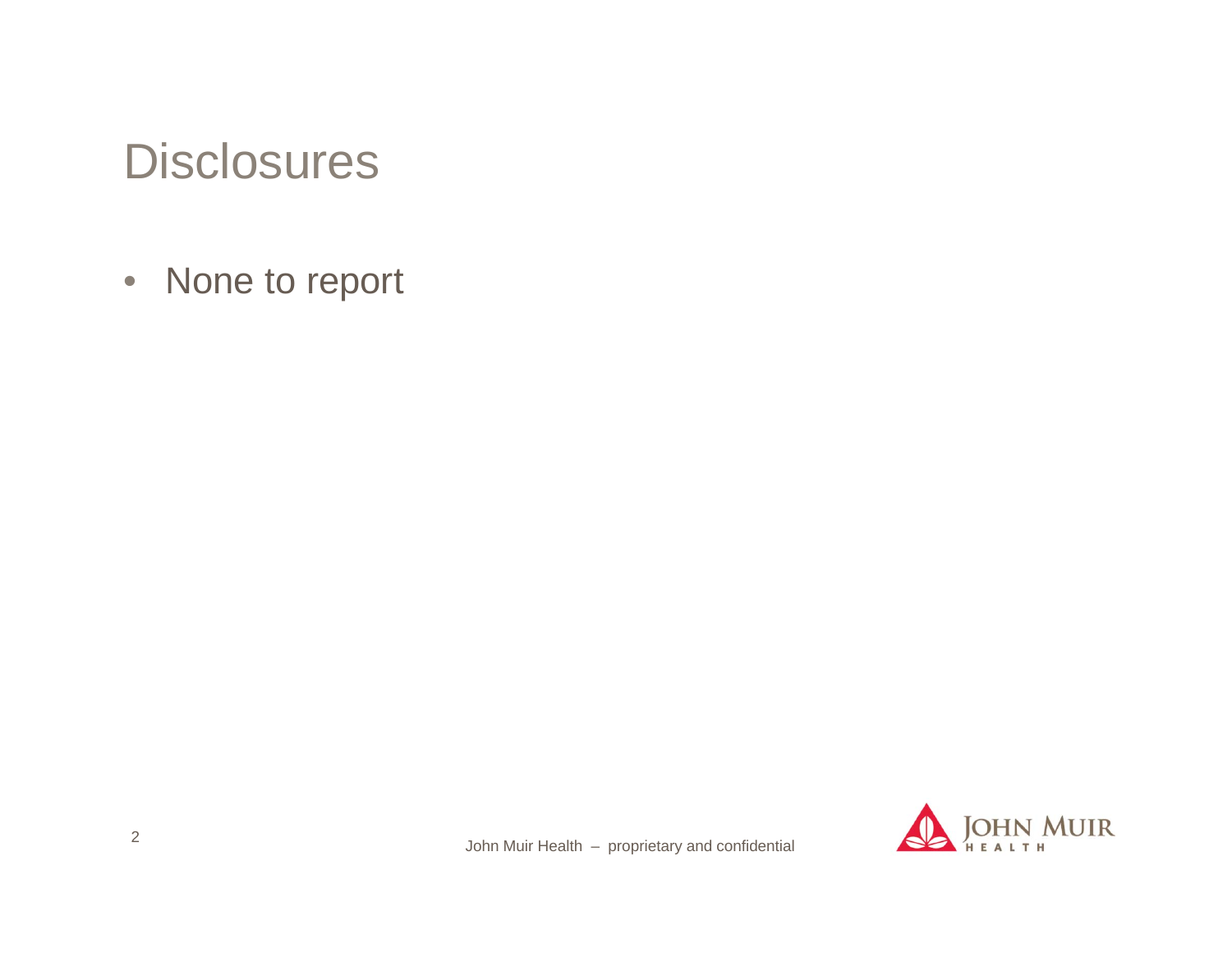# Disclosures

- None to report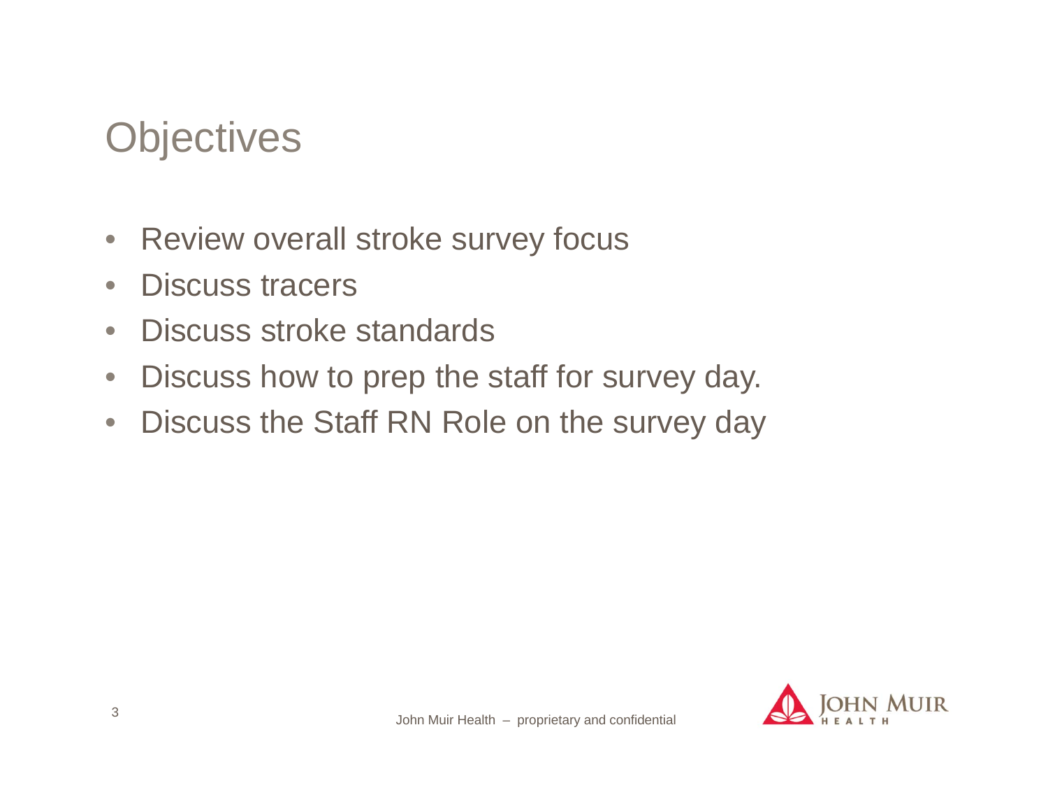# Objectives

- Review overall stroke survey focus
- Discuss tracers
- Discuss stroke standards
- Discuss how to prep the staff for survey day.
- Discuss the Staff RN Role on the survey day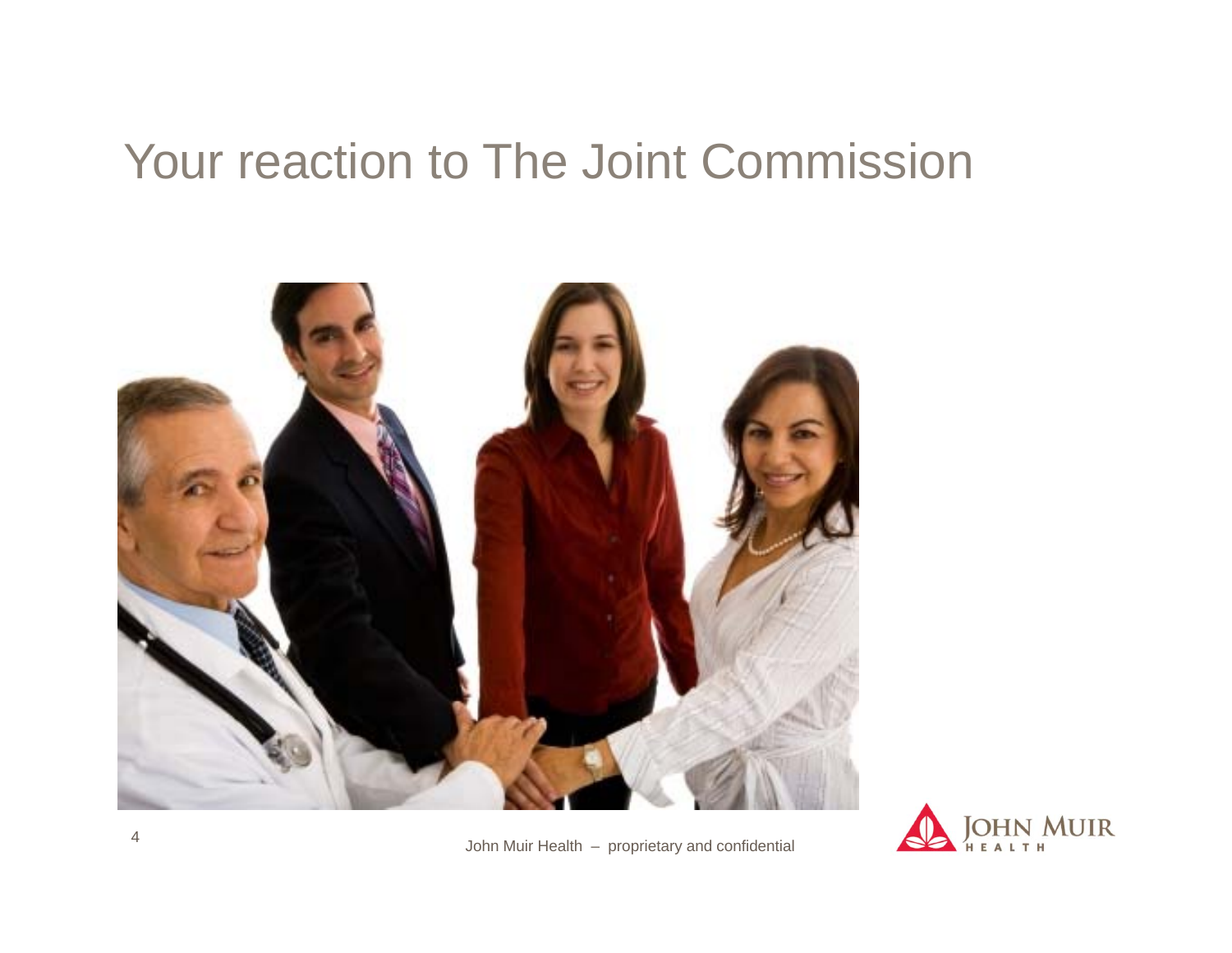# Your reaction to The Joint Commission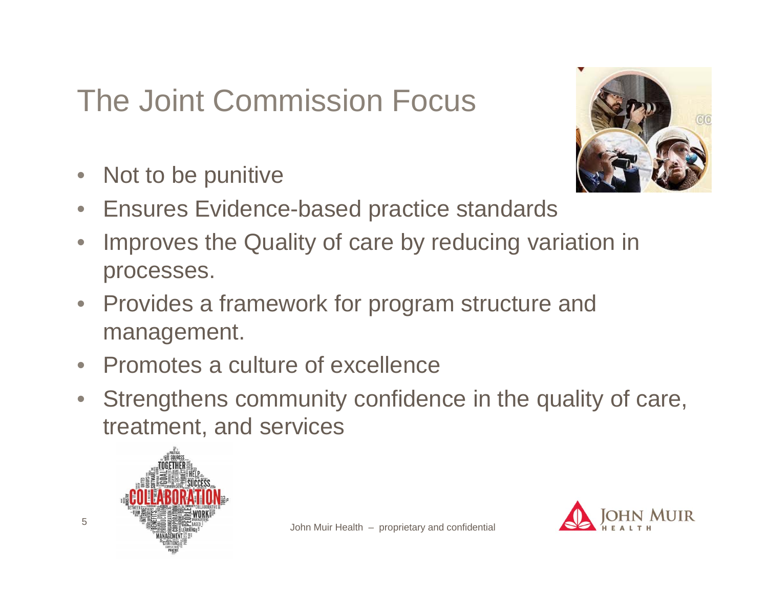# The Joint Commission Focus

- Not to be punitive
- Ensures Evidence-based practice standards
- Improves the Quality of care by reducing variation in processes.
- Provides a framework for program structure and management.
- Promotes a culture of excellence
- Strengthens community confidence in the quality of care, treatment, and services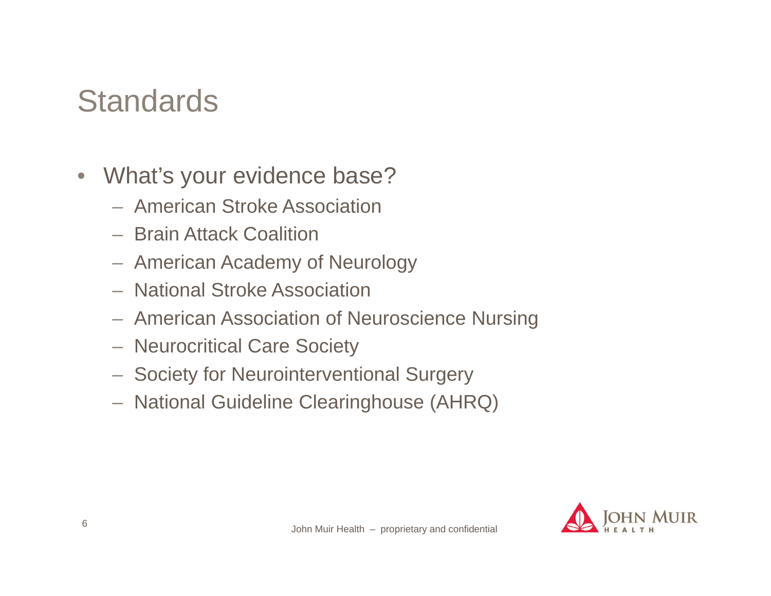# Standards

- What's your evidence base?
  - American Stroke Association
  - Brain Attack Coalition
  - American Academy of Neurology
  - National Stroke Association
  - American Association of Neuroscience Nursing
  - Neurocritical Care Society
  - Society for Neurointerventional Surgery
  - National Guideline Clearinghouse (AHRQ)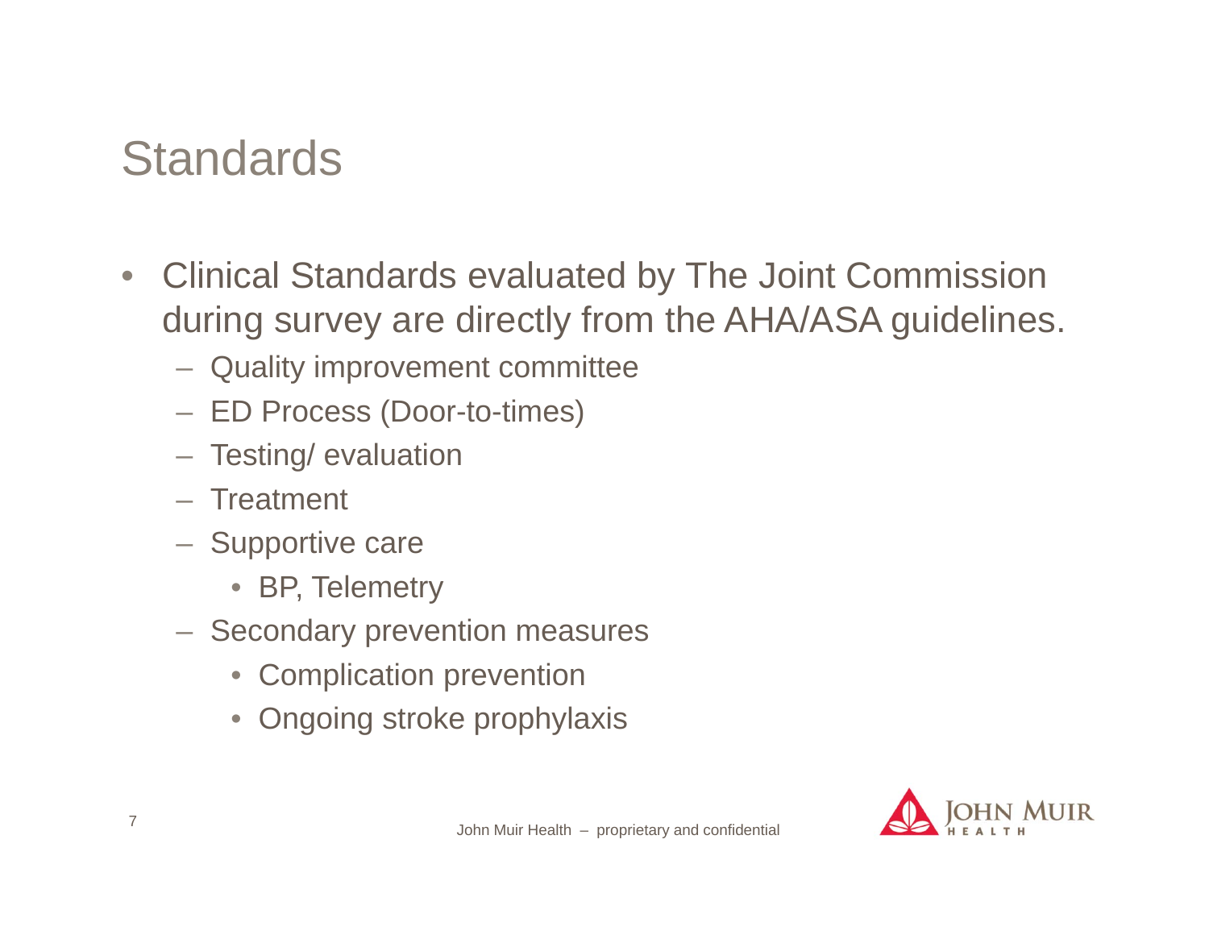# Standards

- Clinical Standards evaluated by The Joint Commission during survey are directly from the AHA/ASA guidelines.
  - Quality improvement committee
  - ED Process (Door-to-times)
  - Testing/ evaluation
  - Treatment
  - Supportive care
    - BP, Telemetry
  - Secondary prevention measures
    - Complication prevention
    - Ongoing stroke prophylaxis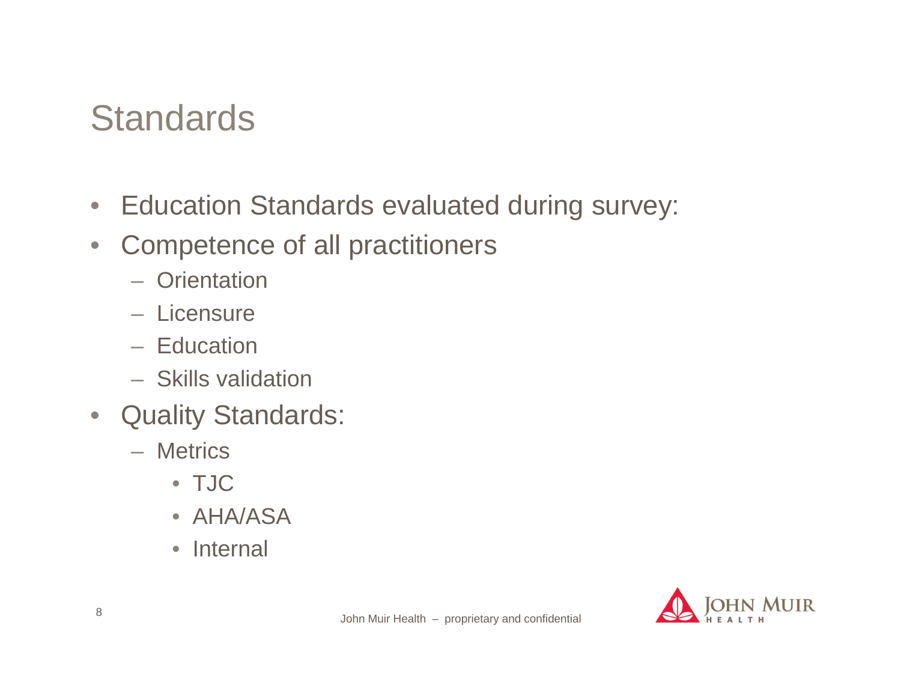# Standards

- Education Standards evaluated during survey:
- Competence of all practitioners
  - Orientation
  - Licensure
  - Education
  - Skills validation
- Quality Standards:
  - Metrics
    - TJC
    - AHA/ASA
    - Internal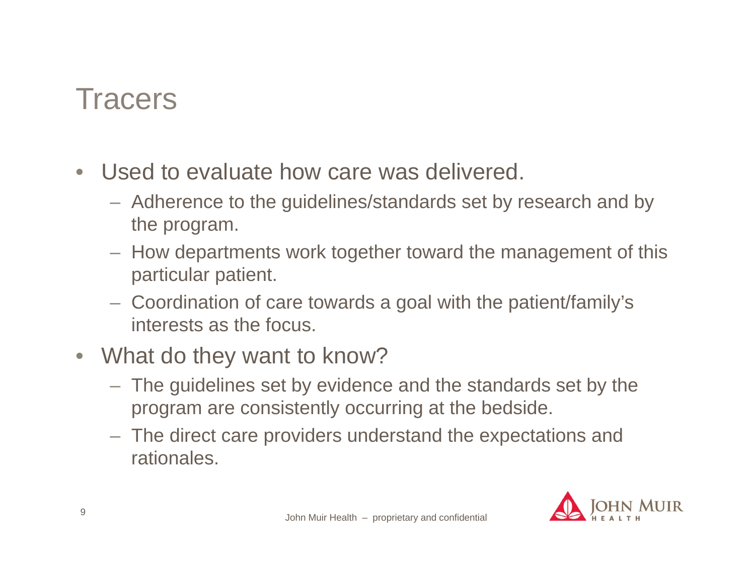# Tracers

- Used to evaluate how care was delivered.
  - Adherence to the guidelines/standards set by research and by the program.
  - How departments work together toward the management of this particular patient.
  - Coordination of care towards a goal with the patient/family's interests as the focus.
- What do they want to know?
  - The guidelines set by evidence and the standards set by the program are consistently occurring at the bedside.
  - The direct care providers understand the expectations and rationales.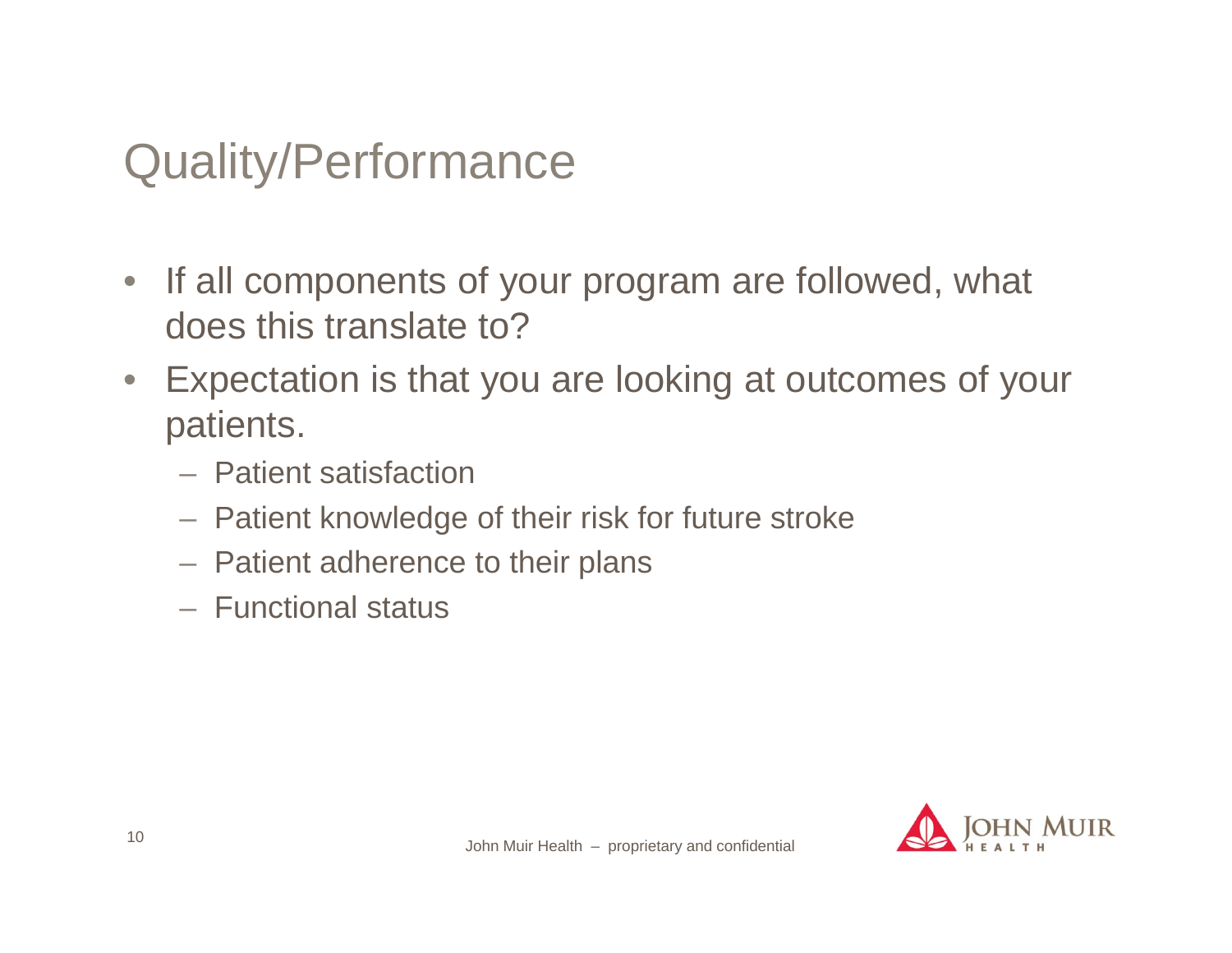# Quality/Performance

- If all components of your program are followed, what does this translate to?
- Expectation is that you are looking at outcomes of your patients.
  - Patient satisfaction
  - Patient knowledge of their risk for future stroke
  - Patient adherence to their plans
  - Functional status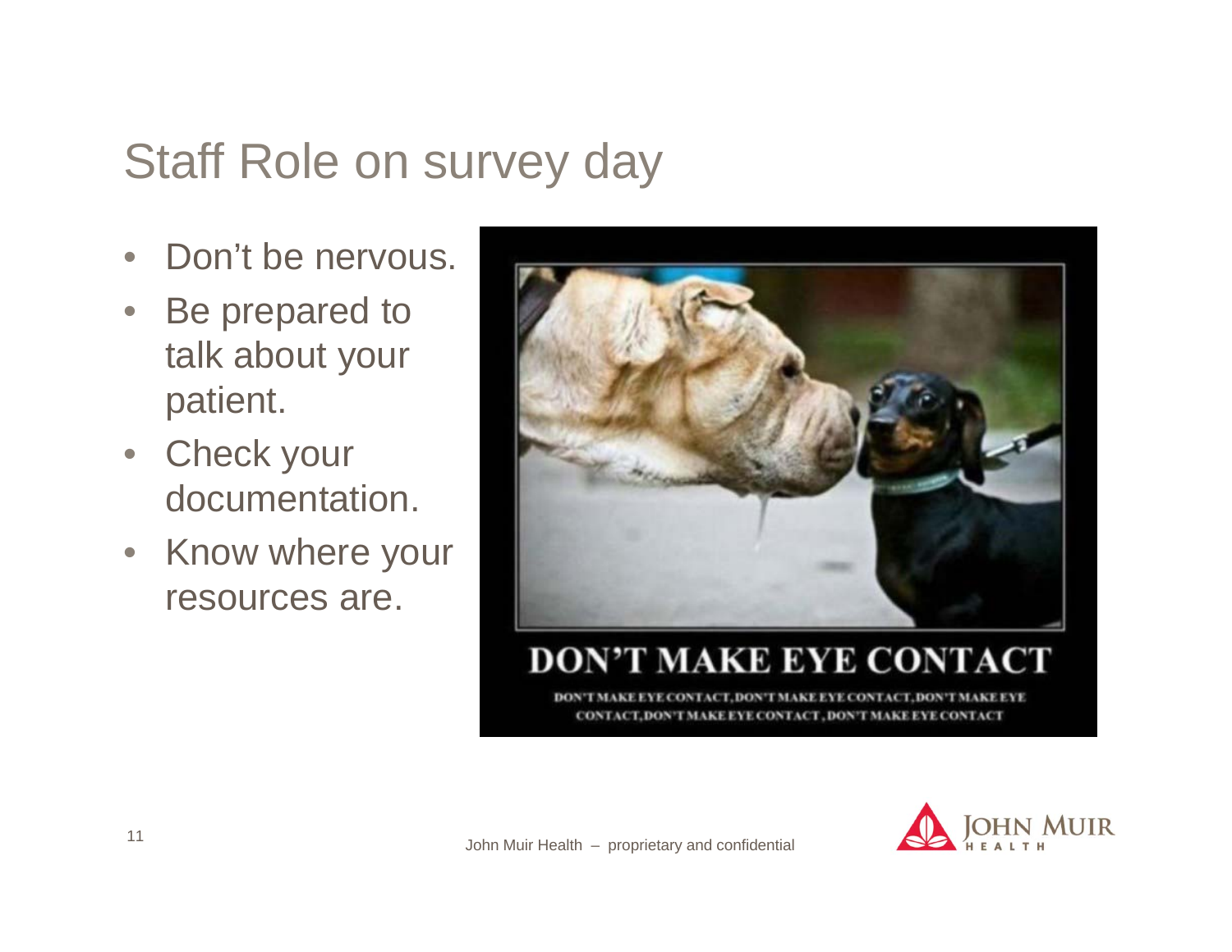# Staff Role on survey day

- Don't be nervous.
- Be prepared to talk about your patient.
- Check your documentation.
- Know where your resources are.

DON'T MAKE EYE CONTACT

DON'T MAKE EYE CONTACT, DON'T MAKE EYE CONTACT, DON'T MAKE EYE CONTACT, DON'T MAKE EYE CONTACT, DON'T MAKE EYE CONTACT

John Muir Health – proprietary and confidential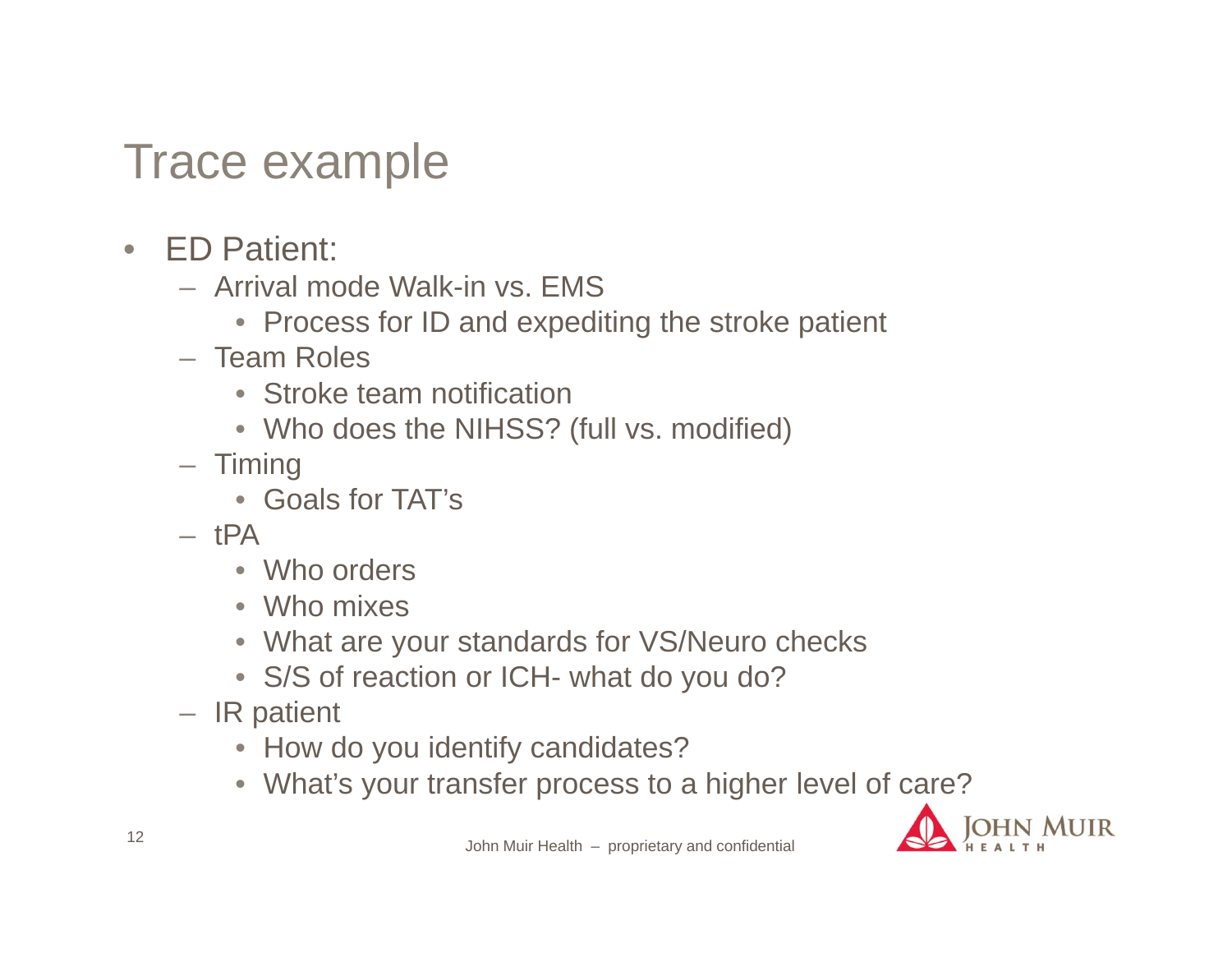# Trace example

- ED Patient:
  - Arrival mode Walk-in vs. EMS
    - Process for ID and expediting the stroke patient
  - Team Roles
    - Stroke team notification
    - Who does the NIHSS? (full vs. modified)
  - Timing
    - Goals for TAT's
  - tPA
    - Who orders
    - Who mixes
    - What are your standards for VS/Neuro checks
    - S/S of reaction or ICH- what do you do?
  - IR patient
    - How do you identify candidates?
    - What's your transfer process to a higher level of care?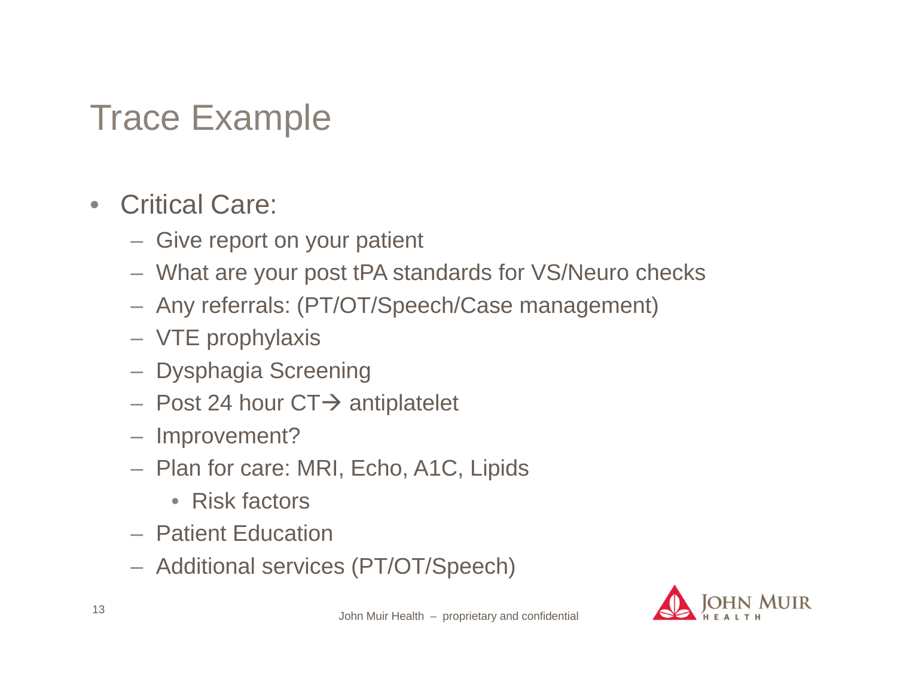# Trace Example

- Critical Care:
  - Give report on your patient
  - What are your post tPA standards for VS/Neuro checks
  - Any referrals: (PT/OT/Speech/Case management)
  - VTE prophylaxis
  - Dysphagia Screening
  - Post 24 hour CT→ antiplatelet
  - Improvement?
  - Plan for care: MRI, Echo, A1C, Lipids
    - Risk factors
  - Patient Education
  - Additional services (PT/OT/Speech)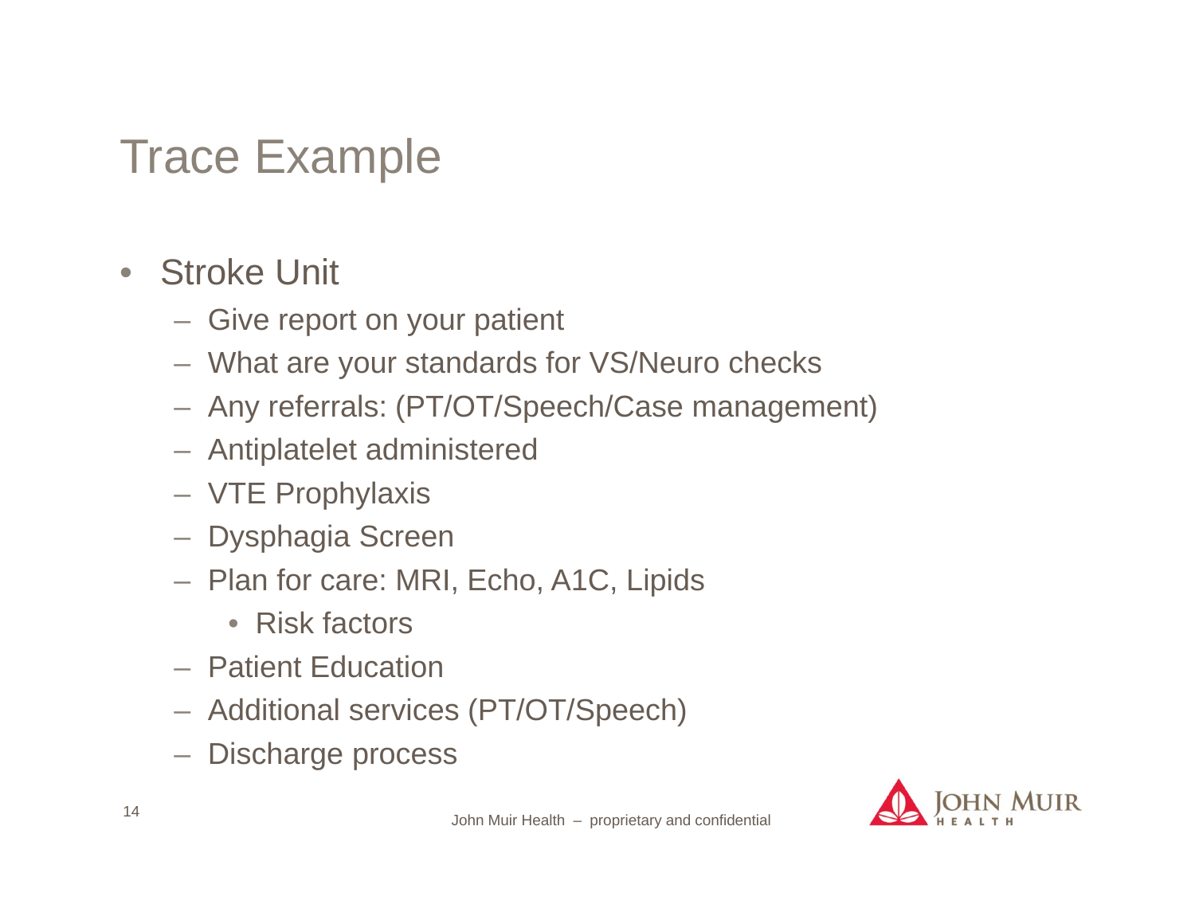# Trace Example

- Stroke Unit
  - Give report on your patient
  - What are your standards for VS/Neuro checks
  - Any referrals: (PT/OT/Speech/Case management)
  - Antiplatelet administered
  - VTE Prophylaxis
  - Dysphagia Screen
  - Plan for care: MRI, Echo, A1C, Lipids
    - Risk factors
  - Patient Education
  - Additional services (PT/OT/Speech)
  - Discharge process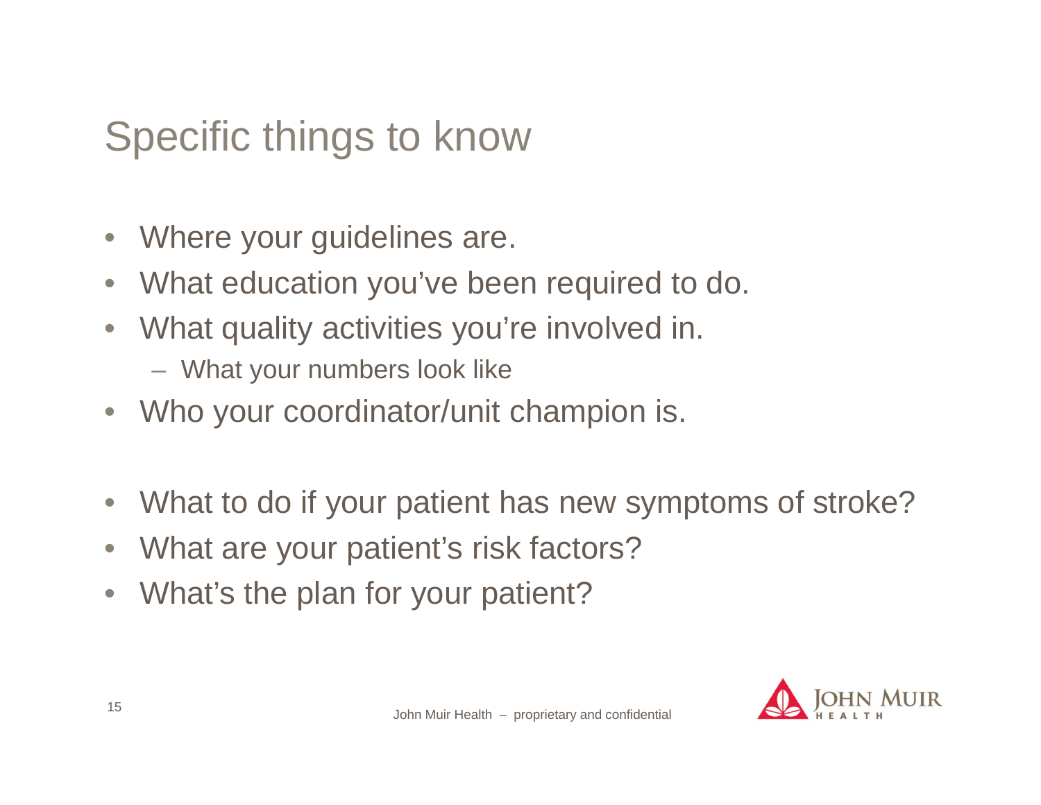# Specific things to know

- Where your guidelines are.
- What education you've been required to do.
- What quality activities you're involved in.
  - What your numbers look like
- Who your coordinator/unit champion is.

- What to do if your patient has new symptoms of stroke?
- What are your patient's risk factors?
- What's the plan for your patient?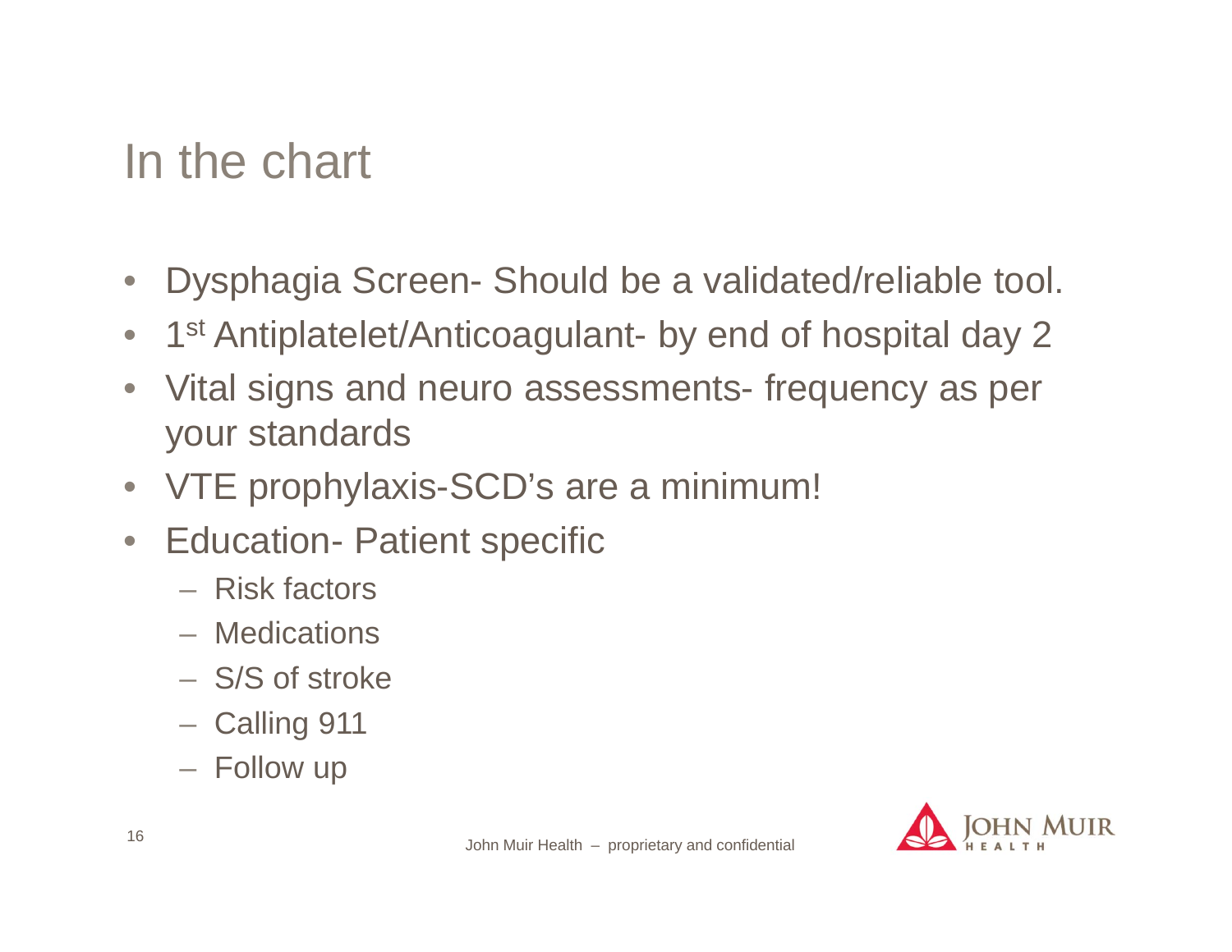# In the chart

- Dysphagia Screen- Should be a validated/reliable tool.
- 1st Antiplatelet/Anticoagulant- by end of hospital day 2
- Vital signs and neuro assessments- frequency as per your standards
- VTE prophylaxis-SCD's are a minimum!
- Education- Patient specific
  - Risk factors
  - Medications
  - S/S of stroke
  - Calling 911
  - Follow up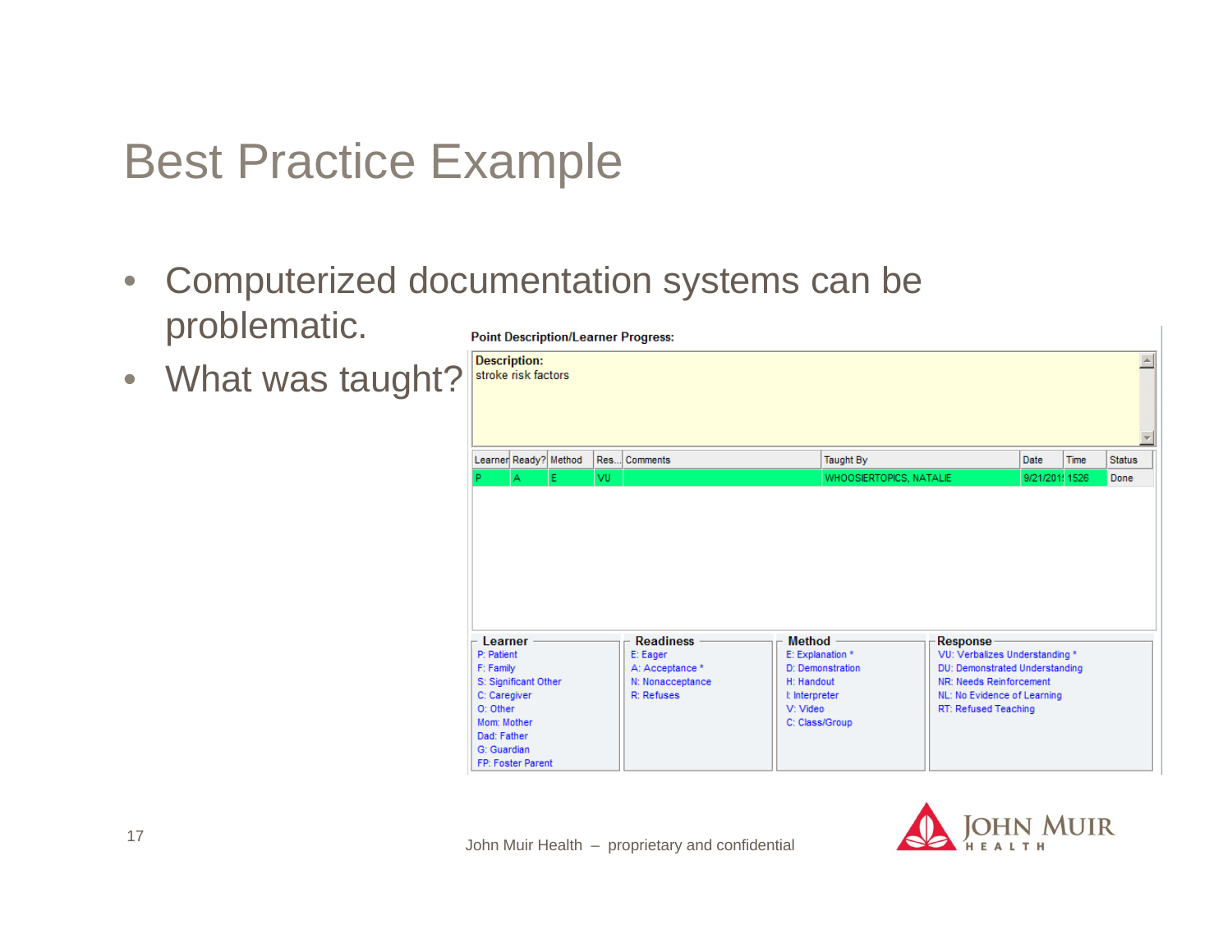# Best Practice Example

- Computerized documentation systems can be problematic.
- What was taught?

**Point Description/Learner Progress:**

**Description:**
stroke risk factors

| Learner | Ready? | Method | Res... | Comments | Taught By | Date | Time | Status |
|---|---|---|---|---|---|---|---|---|
| P | A | E | VU | | WHOOSIERTOPICS, NATALIE | 9/21/201! | 1526 | Done |

| Learner | Readiness | Method | Response |
|---|---|---|---|
| P: Patient | E: Eager | E: Explanation * | VU: Verbalizes Understanding * |
| F: Family | A: Acceptance * | D: Demonstration | DU: Demonstrated Understanding |
| S: Significant Other | N: Nonacceptance | H: Handout | NR: Needs Reinforcement |
| C: Caregiver | R: Refuses | I: Interpreter | NL: No Evidence of Learning |
| O: Other | | V: Video | RT: Refused Teaching |
| Mom: Mother | | C: Class/Group | |
| Dad: Father | | | |
| G: Guardian | | | |
| FP: Foster Parent | | | |

John Muir Health – proprietary and confidential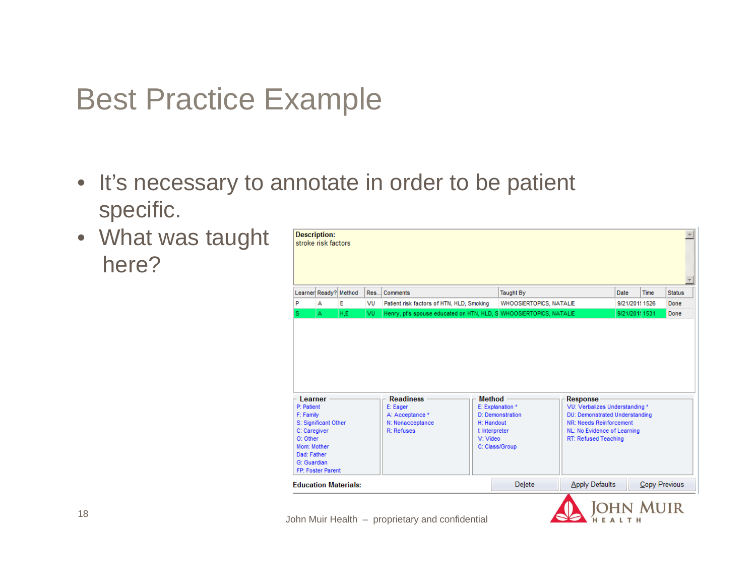# Best Practice Example

- It's necessary to annotate in order to be patient specific.
- What was taught here?

**Description:**
stroke risk factors

| Learner | Ready? | Method | Res... | Comments | Taught By | Date | Time | Status |
|---|---|---|---|---|---|---|---|---|
| P | A | E | VU | Patient risk factors of HTN, HLD, Smoking | WHOOSIERTOPICS, NATALIE | 9/21/201! | 1526 | Done |
| S | A | H,E | VU | Henry, pt's spouse educated on HTN, HLD, S | WHOOSIERTOPICS, NATALIE | 9/21/201! | 1531 | Done |

| Learner | Readiness | Method | Response |
|---|---|---|---|
| P: Patient | E: Eager | E: Explanation * | VU: Verbalizes Understanding * |
| F: Family | A: Acceptance * | D: Demonstration | DU: Demonstrated Understanding |
| S: Significant Other | N: Nonacceptance | H: Handout | NR: Needs Reinforcement |
| C: Caregiver | R: Refuses | I: Interpreter | NL: No Evidence of Learning |
| O: Other | | V: Video | RT: Refused Teaching |
| Mom: Mother | | C: Class/Group | |
| Dad: Father | | | |
| G: Guardian | | | |
| FP: Foster Parent | | | |

**Education Materials:** Delete | Apply Defaults | Copy Previous

John Muir Health – proprietary and confidential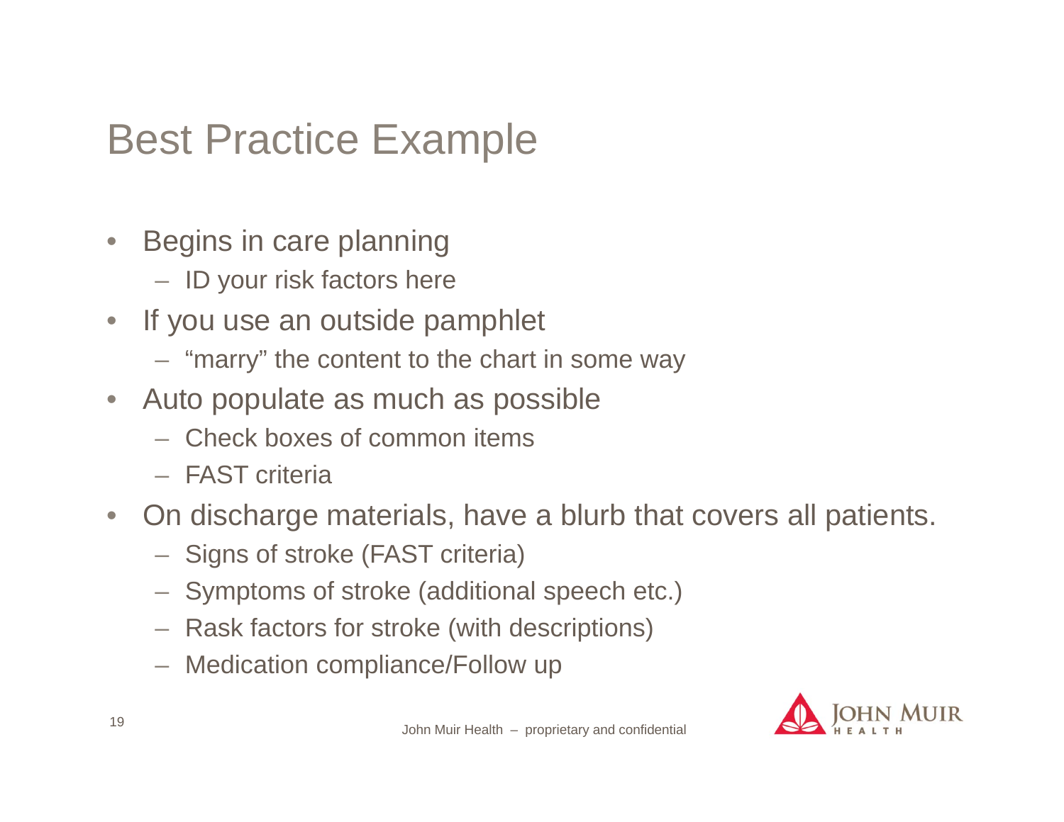# Best Practice Example

- Begins in care planning
  - ID your risk factors here
- If you use an outside pamphlet
  - "marry" the content to the chart in some way
- Auto populate as much as possible
  - Check boxes of common items
  - FAST criteria
- On discharge materials, have a blurb that covers all patients.
  - Signs of stroke (FAST criteria)
  - Symptoms of stroke (additional speech etc.)
  - Rask factors for stroke (with descriptions)
  - Medication compliance/Follow up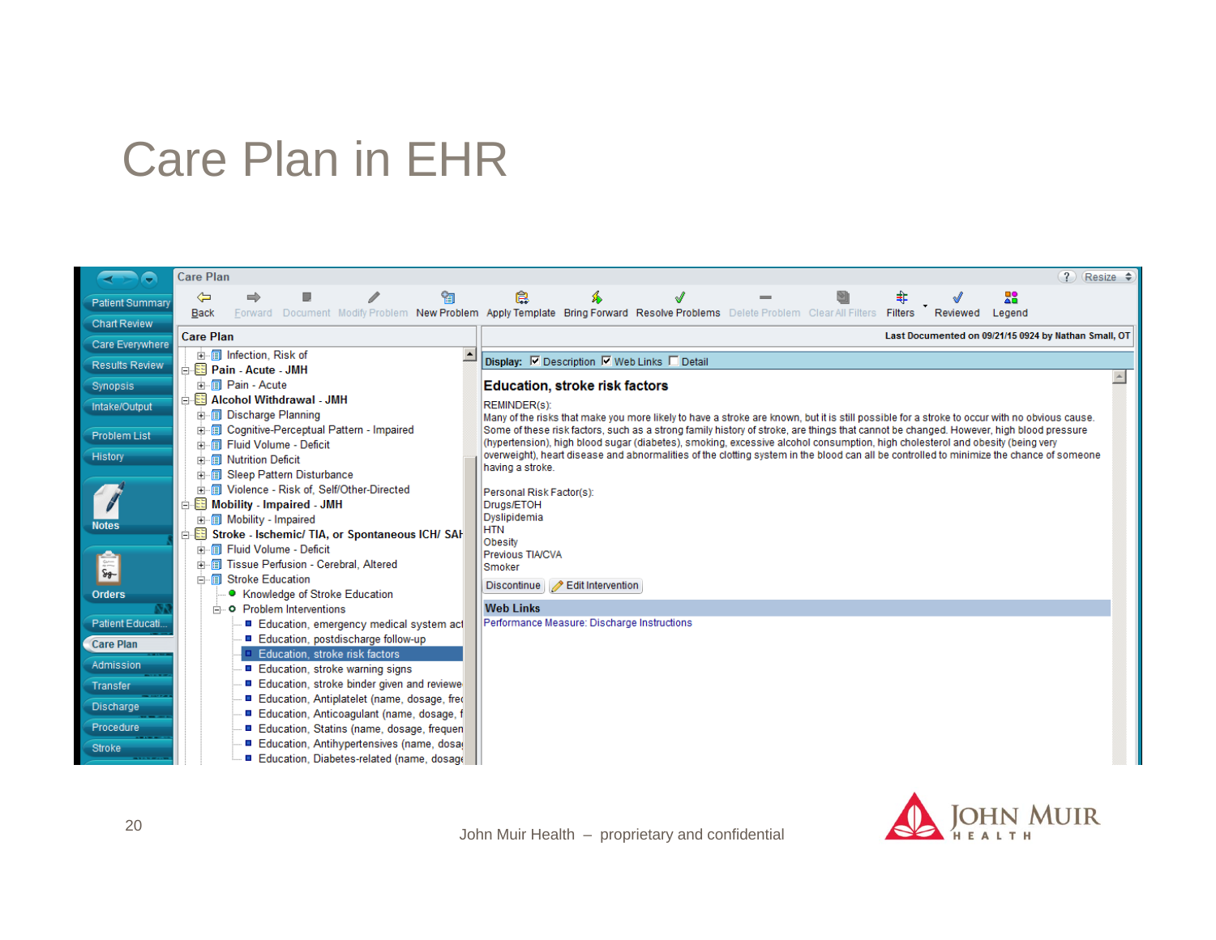# Care Plan in EHR

Care Plan

Back | Forward | Document | Modify Problem | New Problem | Apply Template | Bring Forward | Resolve Problems | Delete Problem | Clear All Filters | Filters | Reviewed | Legend

Patient Summary
Chart Review
Care Everywhere
Results Review
Synopsis
Intake/Output
Problem List
History
Notes
Orders
Patient Educati...
Care Plan
Admission
Transfer
Discharge
Procedure
Stroke

**Care Plan**

- Infection, Risk of
- **Pain - Acute - JMH**
  - Pain - Acute
- **Alcohol Withdrawal - JMH**
  - Discharge Planning
  - Cognitive-Perceptual Pattern - Impaired
  - Fluid Volume - Deficit
  - Nutrition Deficit
  - Sleep Pattern Disturbance
  - Violence - Risk of, Self/Other-Directed
- **Mobility - Impaired - JMH**
  - Mobility - Impaired
- **Stroke - Ischemic/ TIA, or Spontaneous ICH/ SAH**
  - Fluid Volume - Deficit
  - Tissue Perfusion - Cerebral, Altered
  - Stroke Education
    - Knowledge of Stroke Education
    - Problem Interventions
      - Education, emergency medical system act
      - Education, postdischarge follow-up
      - Education, stroke risk factors
      - Education, stroke warning signs
      - Education, stroke binder given and reviewe
      - Education, Antiplatelet (name, dosage, fre
      - Education, Anticoagulant (name, dosage, f
      - Education, Statins (name, dosage, frequen
      - Education, Antihypertensives (name, dosa
      - Education, Diabetes-related (name, dosag

Last Documented on 09/21/15 0924 by Nathan Small, OT

Display: ☑ Description ☑ Web Links ☐ Detail

**Education, stroke risk factors**

REMINDER(s):
Many of the risks that make you more likely to have a stroke are known, but it is still possible for a stroke to occur with no obvious cause. Some of these risk factors, such as a strong family history of stroke, are things that cannot be changed. However, high blood pressure (hypertension), high blood sugar (diabetes), smoking, excessive alcohol consumption, high cholesterol and obesity (being very overweight), heart disease and abnormalities of the clotting system in the blood can all be controlled to minimize the chance of someone having a stroke.

Personal Risk Factor(s):
Drugs/ETOH
Dyslipidemia
HTN
Obesity
Previous TIA/CVA
Smoker

Discontinue | Edit Intervention

**Web Links**

Performance Measure: Discharge Instructions

John Muir Health – proprietary and confidential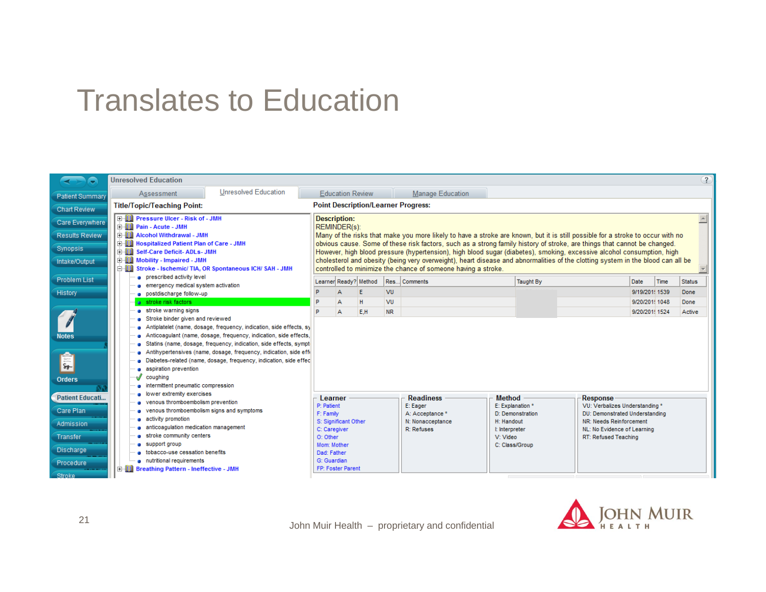# Translates to Education

**Unresolved Education**

Assessment | Unresolved Education | Education Review | Manage Education

**Title/Topic/Teaching Point:**

- Pressure Ulcer - Risk of - JMH
- Pain - Acute - JMH
- Alcohol Withdrawal - JMH
- Hospitalized Patient Plan of Care - JMH
- Self-Care Deficit- ADLs- JMH
- Mobility - Impaired - JMH
- Stroke - Ischemic/ TIA, OR Spontaneous ICH/ SAH - JMH
  - prescribed activity level
  - emergency medical system activation
  - postdischarge follow-up
  - stroke risk factors
  - stroke warning signs
  - Stroke binder given and reviewed
  - Antiplatelet (name, dosage, frequency, indication, side effects, sy
  - Anticoagulant (name, dosage, frequency, indication, side effects,
  - Statins (name, dosage, frequency, indication, side effects, sympt
  - Antihypertensives (name, dosage, frequency, indication, side eff
  - Diabetes-related (name, dosage, frequency, indication, side effec
  - aspiration prevention
  - coughing
  - intermittent pneumatic compression
  - lower extremity exercises
  - venous thromboembolism prevention
  - venous thromboembolism signs and symptoms
  - activity promotion
  - anticoagulation medication management
  - stroke community centers
  - support group
  - tobacco-use cessation benefits
  - nutritional requirements
- Breathing Pattern - Ineffective - JMH

**Point Description/Learner Progress:**

**Description:**
REMINDER(s):
Many of the risks that make you more likely to have a stroke are known, but it is still possible for a stroke to occur with no obvious cause. Some of these risk factors, such as a strong family history of stroke, are things that cannot be changed. However, high blood pressure (hypertension), high blood sugar (diabetes), smoking, excessive alcohol consumption, high cholesterol and obesity (being very overweight), heart disease and abnormalities of the clotting system in the blood can all be controlled to minimize the chance of someone having a stroke.

| Learner | Ready? | Method | Res... | Comments | Taught By | Date | Time | Status |
|---|---|---|---|---|---|---|---|---|
| P | A | E | VU | | | 9/19/201 | 1539 | Done |
| P | A | H | VU | | | 9/20/201 | 1048 | Done |
| P | A | E,H | NR | | | 9/20/201 | 1524 | Active |

| Learner | Readiness | Method | Response |
|---|---|---|---|
| P: Patient | E: Eager | E: Explanation * | VU: Verbalizes Understanding * |
| F: Family | A: Acceptance * | D: Demonstration | DU: Demonstrated Understanding |
| S: Significant Other | N: Nonacceptance | H: Handout | NR: Needs Reinforcement |
| C: Caregiver | R: Refuses | I: Interpreter | NL: No Evidence of Learning |
| O: Other | | V: Video | RT: Refused Teaching |
| Mom: Mother | | C: Class/Group | |
| Dad: Father | | | |
| G: Guardian | | | |
| FP: Foster Parent | | | |

John Muir Health – proprietary and confidential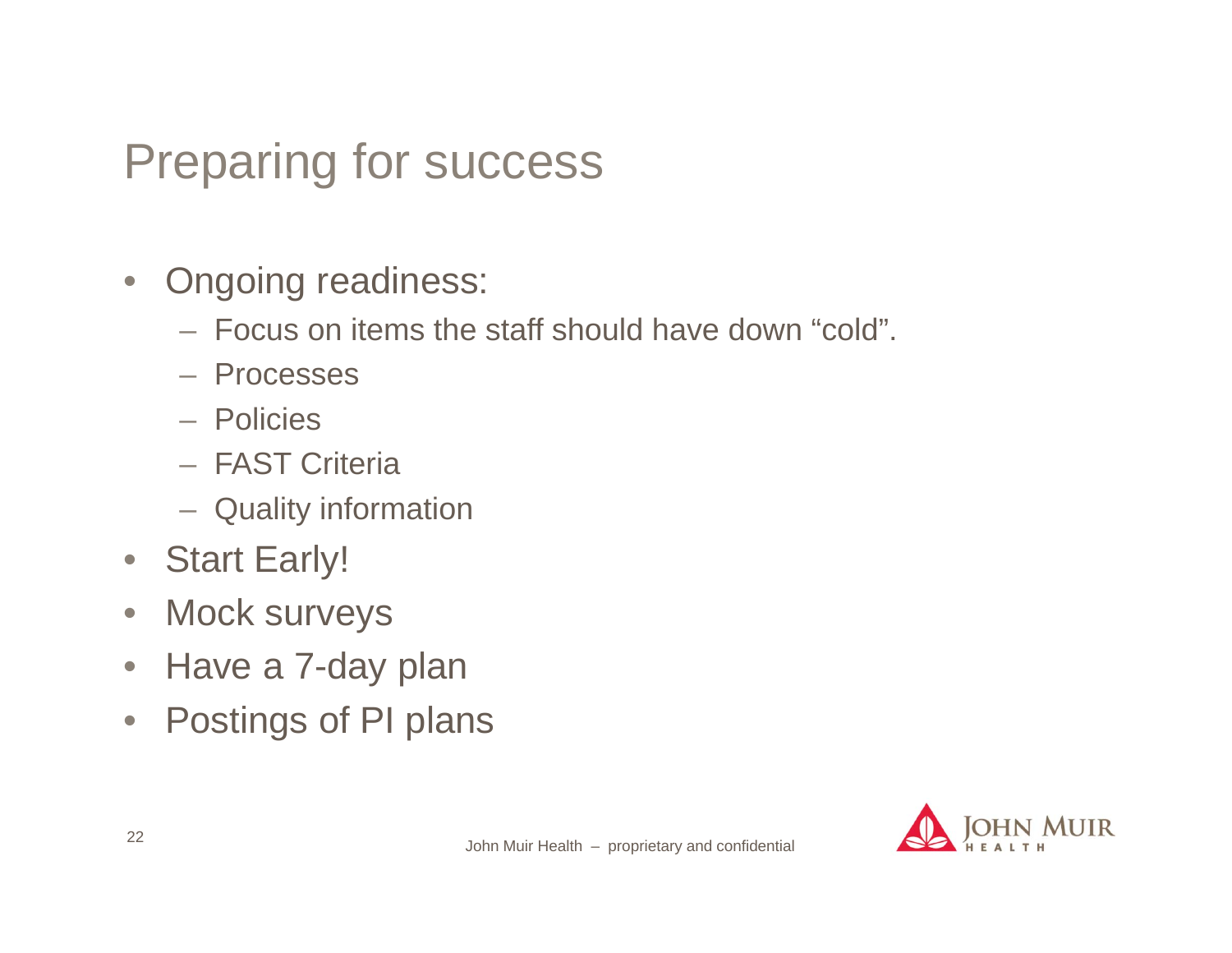# Preparing for success

- Ongoing readiness:
  - Focus on items the staff should have down “cold”.
  - Processes
  - Policies
  - FAST Criteria
  - Quality information
- Start Early!
- Mock surveys
- Have a 7-day plan
- Postings of PI plans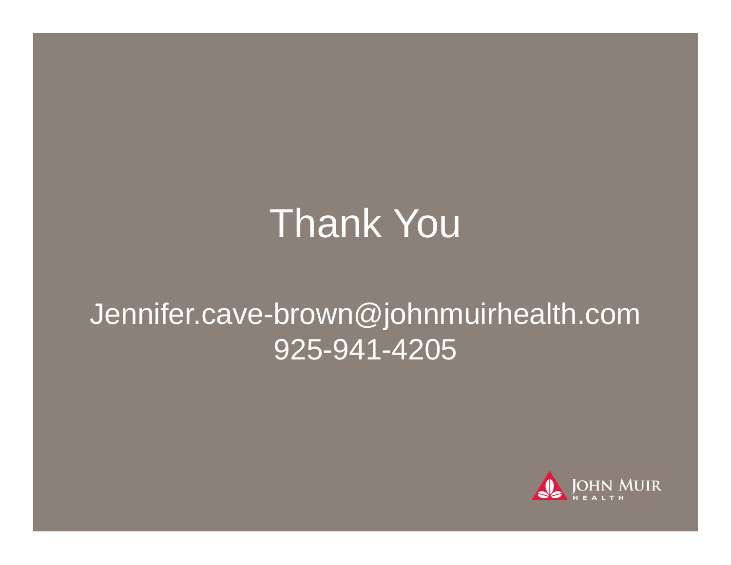# Thank You

Jennifer.cave-brown@johnmuirhealth.com
925-941-4205

JOHN MUIR HEALTH